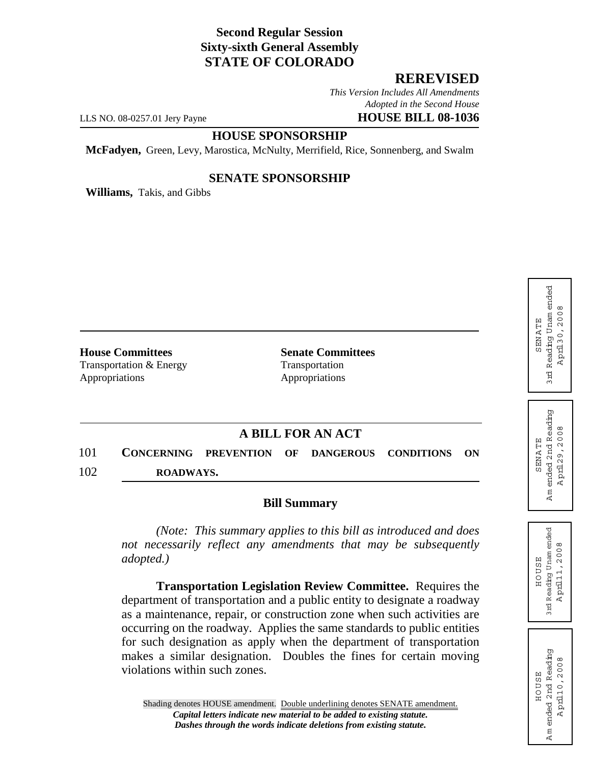**Second Regular Session**
**Sixty-sixth General Assembly**
**STATE OF COLORADO**

**REREVISED**

*This Version Includes All Amendments Adopted in the Second House*

LLS NO. 08-0257.01 Jery Payne **HOUSE BILL 08-1036**

**HOUSE SPONSORSHIP**

**McFadyen,** Green, Levy, Marostica, McNulty, Merrifield, Rice, Sonnenberg, and Swalm

**SENATE SPONSORSHIP**

**Williams,** Takis, and Gibbs

| **House Committees** | **Senate Committees** |
|---|---|
| Transportation & Energy | Transportation |
| Appropriations | Appropriations |

SENATE
3rd Reading Unamended
April 30, 2008

SENATE
Amended 2nd Reading
April 29, 2008

HOUSE
3rd Reading Unamended
April 11, 2008

HOUSE
Amended 2nd Reading
April 10, 2008

## A BILL FOR AN ACT

101 **CONCERNING PREVENTION OF DANGEROUS CONDITIONS ON**
102 **ROADWAYS.**

### Bill Summary

*(Note: This summary applies to this bill as introduced and does not necessarily reflect any amendments that may be subsequently adopted.)*

**Transportation Legislation Review Committee.** Requires the department of transportation and a public entity to designate a roadway as a maintenance, repair, or construction zone when such activities are occurring on the roadway. Applies the same standards to public entities for such designation as apply when the department of transportation makes a similar designation. Doubles the fines for certain moving violations within such zones.

Shading denotes HOUSE amendment. Double underlining denotes SENATE amendment.
*Capital letters indicate new material to be added to existing statute.*
*Dashes through the words indicate deletions from existing statute.*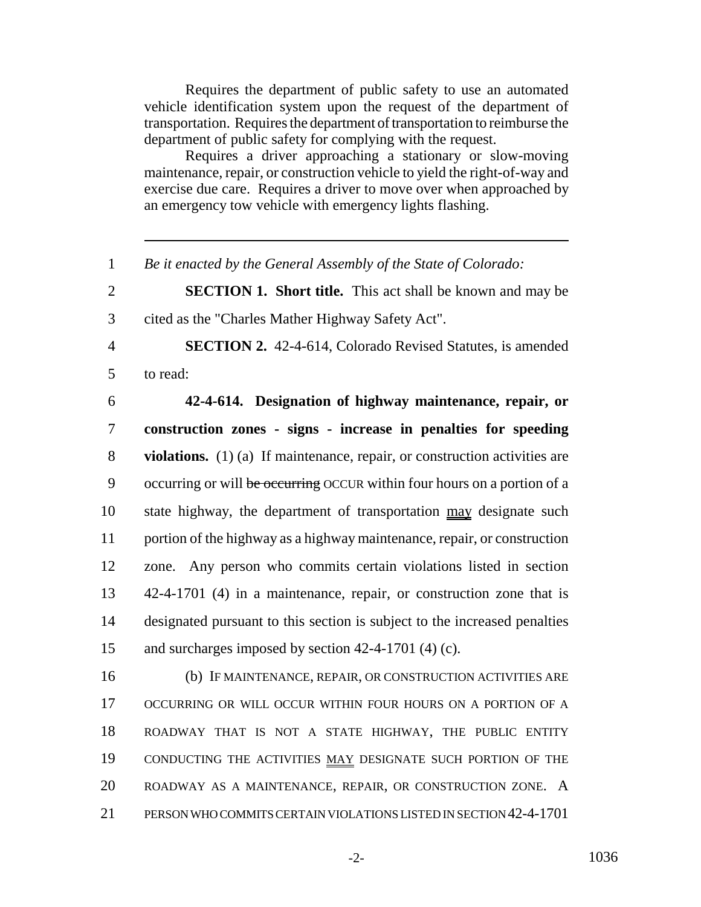Requires the department of public safety to use an automated vehicle identification system upon the request of the department of transportation. Requires the department of transportation to reimburse the department of public safety for complying with the request.

Requires a driver approaching a stationary or slow-moving maintenance, repair, or construction vehicle to yield the right-of-way and exercise due care. Requires a driver to move over when approached by an emergency tow vehicle with emergency lights flashing.

---

1 *Be it enacted by the General Assembly of the State of Colorado:*

2 **SECTION 1. Short title.** This act shall be known and may be
3 cited as the "Charles Mather Highway Safety Act".

4 **SECTION 2.** 42-4-614, Colorado Revised Statutes, is amended
5 to read:

6 **42-4-614. Designation of highway maintenance, repair, or**
7 **construction zones - signs - increase in penalties for speeding**
8 **violations.** (1) (a) If maintenance, repair, or construction activities are
9 occurring or will ~~be occurring~~ OCCUR within four hours on a portion of a
10 state highway, the department of transportation may designate such
11 portion of the highway as a highway maintenance, repair, or construction
12 zone. Any person who commits certain violations listed in section
13 42-4-1701 (4) in a maintenance, repair, or construction zone that is
14 designated pursuant to this section is subject to the increased penalties
15 and surcharges imposed by section 42-4-1701 (4) (c).

16 (b) IF MAINTENANCE, REPAIR, OR CONSTRUCTION ACTIVITIES ARE
17 OCCURRING OR WILL OCCUR WITHIN FOUR HOURS ON A PORTION OF A
18 ROADWAY THAT IS NOT A STATE HIGHWAY, THE PUBLIC ENTITY
19 CONDUCTING THE ACTIVITIES MAY DESIGNATE SUCH PORTION OF THE
20 ROADWAY AS A MAINTENANCE, REPAIR, OR CONSTRUCTION ZONE. A
21 PERSON WHO COMMITS CERTAIN VIOLATIONS LISTED IN SECTION 42-4-1701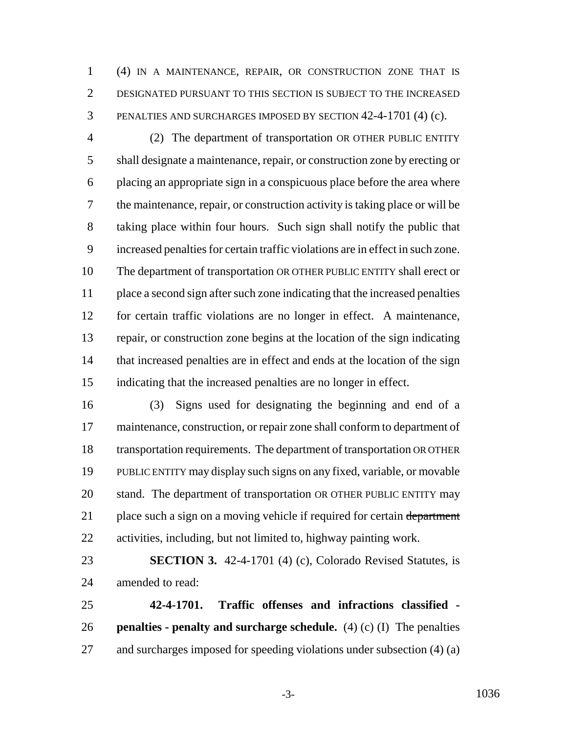(4) IN A MAINTENANCE, REPAIR, OR CONSTRUCTION ZONE THAT IS DESIGNATED PURSUANT TO THIS SECTION IS SUBJECT TO THE INCREASED PENALTIES AND SURCHARGES IMPOSED BY SECTION 42-4-1701 (4) (c).

(2) The department of transportation OR OTHER PUBLIC ENTITY shall designate a maintenance, repair, or construction zone by erecting or placing an appropriate sign in a conspicuous place before the area where the maintenance, repair, or construction activity is taking place or will be taking place within four hours. Such sign shall notify the public that increased penalties for certain traffic violations are in effect in such zone. The department of transportation OR OTHER PUBLIC ENTITY shall erect or place a second sign after such zone indicating that the increased penalties for certain traffic violations are no longer in effect. A maintenance, repair, or construction zone begins at the location of the sign indicating that increased penalties are in effect and ends at the location of the sign indicating that the increased penalties are no longer in effect.

(3) Signs used for designating the beginning and end of a maintenance, construction, or repair zone shall conform to department of transportation requirements. The department of transportation OR OTHER PUBLIC ENTITY may display such signs on any fixed, variable, or movable stand. The department of transportation OR OTHER PUBLIC ENTITY may place such a sign on a moving vehicle if required for certain ~~department~~ activities, including, but not limited to, highway painting work.

**SECTION 3.** 42-4-1701 (4) (c), Colorado Revised Statutes, is amended to read:

**42-4-1701. Traffic offenses and infractions classified - penalties - penalty and surcharge schedule.** (4) (c) (I) The penalties and surcharges imposed for speeding violations under subsection (4) (a)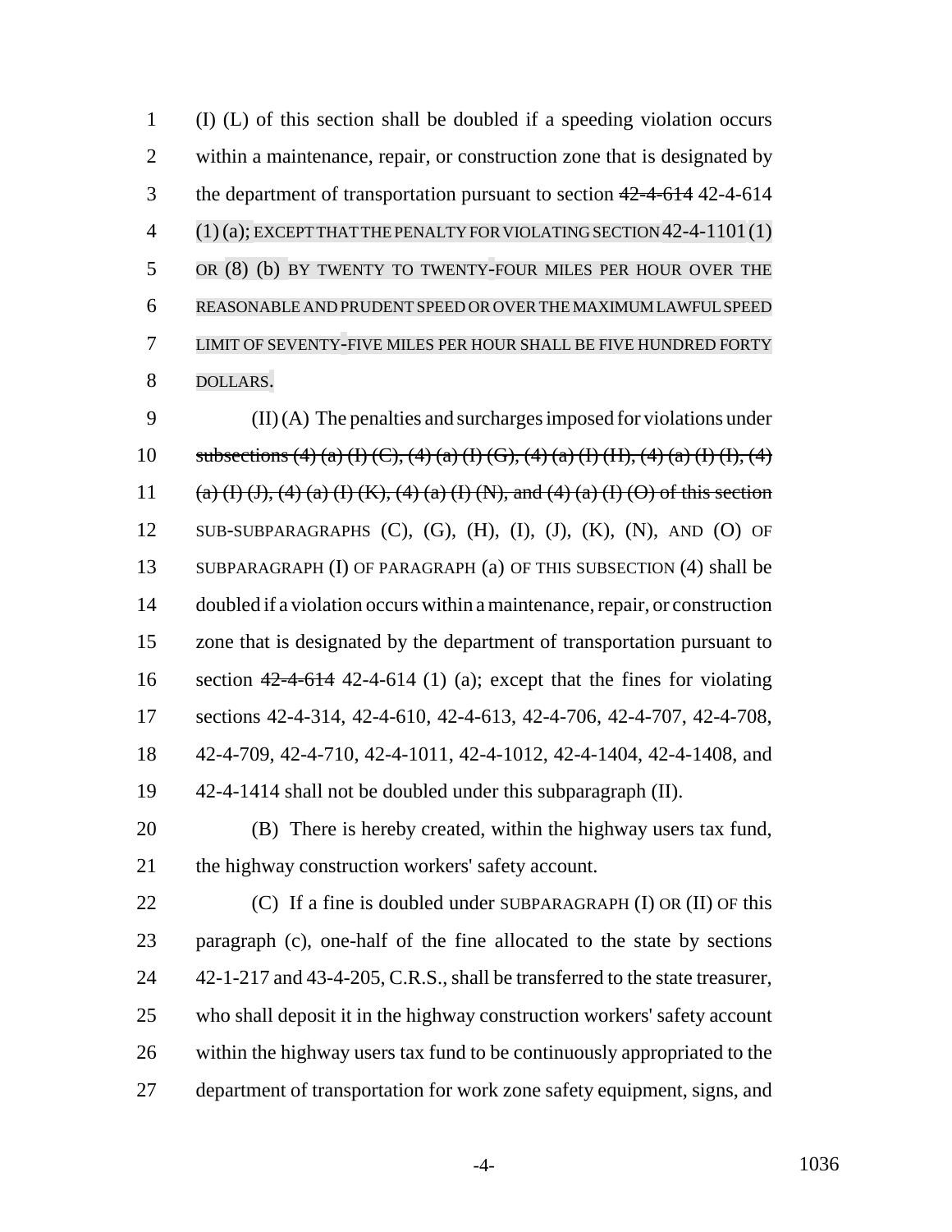1 (I) (L) of this section shall be doubled if a speeding violation occurs
2 within a maintenance, repair, or construction zone that is designated by
3 the department of transportation pursuant to section ~~42-4-614~~ 42-4-614
4 (1) (a); EXCEPT THAT THE PENALTY FOR VIOLATING SECTION 42-4-1101 (1)
5 OR (8) (b) BY TWENTY TO TWENTY-FOUR MILES PER HOUR OVER THE
6 REASONABLE AND PRUDENT SPEED OR OVER THE MAXIMUM LAWFUL SPEED
7 LIMIT OF SEVENTY-FIVE MILES PER HOUR SHALL BE FIVE HUNDRED FORTY
8 DOLLARS.

9 (II) (A) The penalties and surcharges imposed for violations under
10 ~~subsections (4) (a) (I) (C), (4) (a) (I) (G), (4) (a) (I) (H), (4) (a) (I) (I), (4)~~
11 ~~(a) (I) (J), (4) (a) (I) (K), (4) (a) (I) (N), and (4) (a) (I) (O) of this section~~
12 SUB-SUBPARAGRAPHS (C), (G), (H), (I), (J), (K), (N), AND (O) OF
13 SUBPARAGRAPH (I) OF PARAGRAPH (a) OF THIS SUBSECTION (4) shall be
14 doubled if a violation occurs within a maintenance, repair, or construction
15 zone that is designated by the department of transportation pursuant to
16 section ~~42-4-614~~ 42-4-614 (1) (a); except that the fines for violating
17 sections 42-4-314, 42-4-610, 42-4-613, 42-4-706, 42-4-707, 42-4-708,
18 42-4-709, 42-4-710, 42-4-1011, 42-4-1012, 42-4-1404, 42-4-1408, and
19 42-4-1414 shall not be doubled under this subparagraph (II).

20 (B) There is hereby created, within the highway users tax fund,
21 the highway construction workers' safety account.

22 (C) If a fine is doubled under SUBPARAGRAPH (I) OR (II) OF this
23 paragraph (c), one-half of the fine allocated to the state by sections
24 42-1-217 and 43-4-205, C.R.S., shall be transferred to the state treasurer,
25 who shall deposit it in the highway construction workers' safety account
26 within the highway users tax fund to be continuously appropriated to the
27 department of transportation for work zone safety equipment, signs, and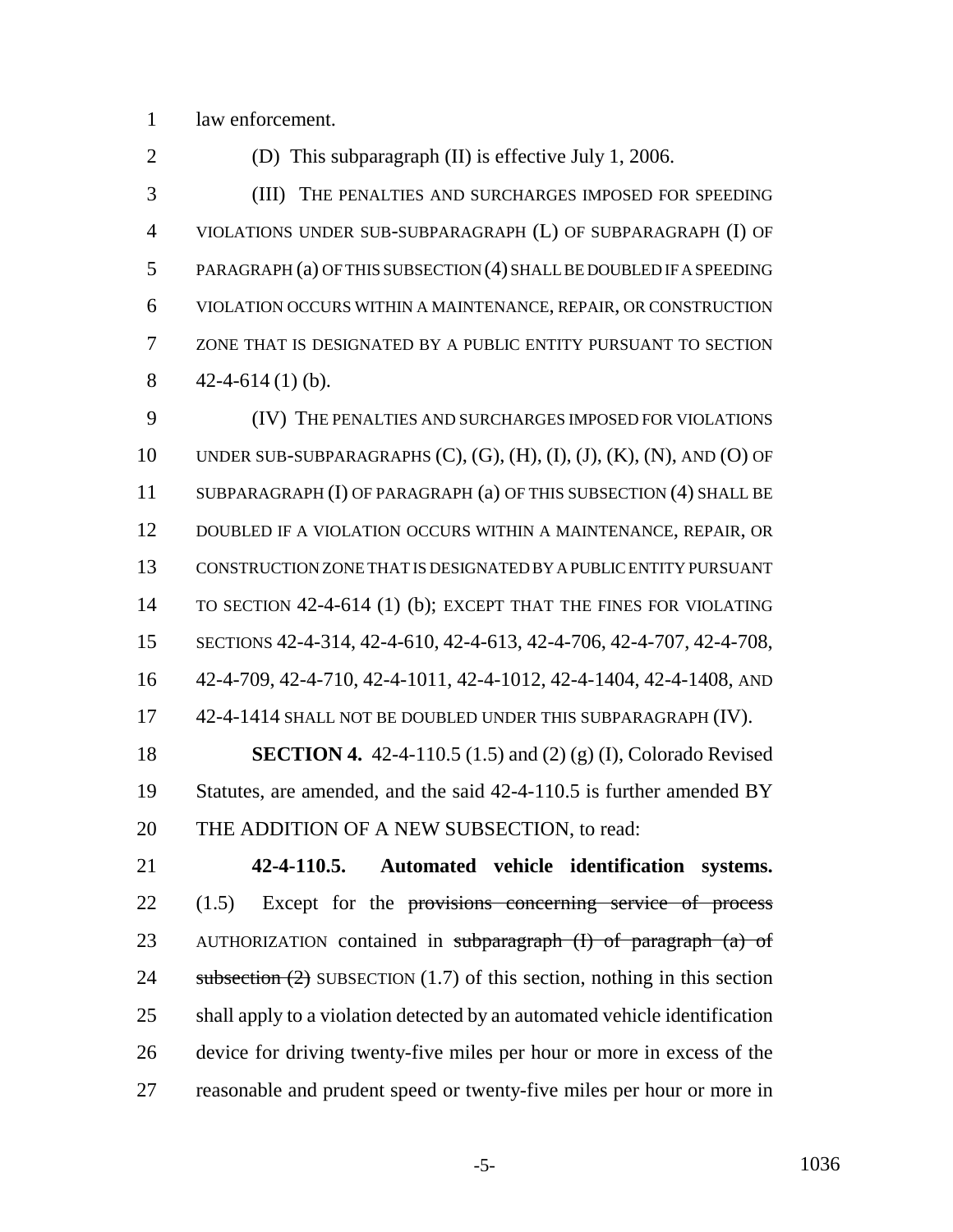law enforcement.

(D) This subparagraph (II) is effective July 1, 2006.

(III) THE PENALTIES AND SURCHARGES IMPOSED FOR SPEEDING VIOLATIONS UNDER SUB-SUBPARAGRAPH (L) OF SUBPARAGRAPH (I) OF PARAGRAPH (a) OF THIS SUBSECTION (4) SHALL BE DOUBLED IF A SPEEDING VIOLATION OCCURS WITHIN A MAINTENANCE, REPAIR, OR CONSTRUCTION ZONE THAT IS DESIGNATED BY A PUBLIC ENTITY PURSUANT TO SECTION 42-4-614 (1) (b).

(IV) THE PENALTIES AND SURCHARGES IMPOSED FOR VIOLATIONS UNDER SUB-SUBPARAGRAPHS (C), (G), (H), (I), (J), (K), (N), AND (O) OF SUBPARAGRAPH (I) OF PARAGRAPH (a) OF THIS SUBSECTION (4) SHALL BE DOUBLED IF A VIOLATION OCCURS WITHIN A MAINTENANCE, REPAIR, OR CONSTRUCTION ZONE THAT IS DESIGNATED BY A PUBLIC ENTITY PURSUANT TO SECTION 42-4-614 (1) (b); EXCEPT THAT THE FINES FOR VIOLATING SECTIONS 42-4-314, 42-4-610, 42-4-613, 42-4-706, 42-4-707, 42-4-708, 42-4-709, 42-4-710, 42-4-1011, 42-4-1012, 42-4-1404, 42-4-1408, AND 42-4-1414 SHALL NOT BE DOUBLED UNDER THIS SUBPARAGRAPH (IV).

**SECTION 4.** 42-4-110.5 (1.5) and (2) (g) (I), Colorado Revised Statutes, are amended, and the said 42-4-110.5 is further amended BY THE ADDITION OF A NEW SUBSECTION, to read:

**42-4-110.5. Automated vehicle identification systems.** (1.5) Except for the ~~provisions concerning service of process~~ AUTHORIZATION contained in ~~subparagraph (I) of paragraph (a) of subsection (2)~~ SUBSECTION (1.7) of this section, nothing in this section shall apply to a violation detected by an automated vehicle identification device for driving twenty-five miles per hour or more in excess of the reasonable and prudent speed or twenty-five miles per hour or more in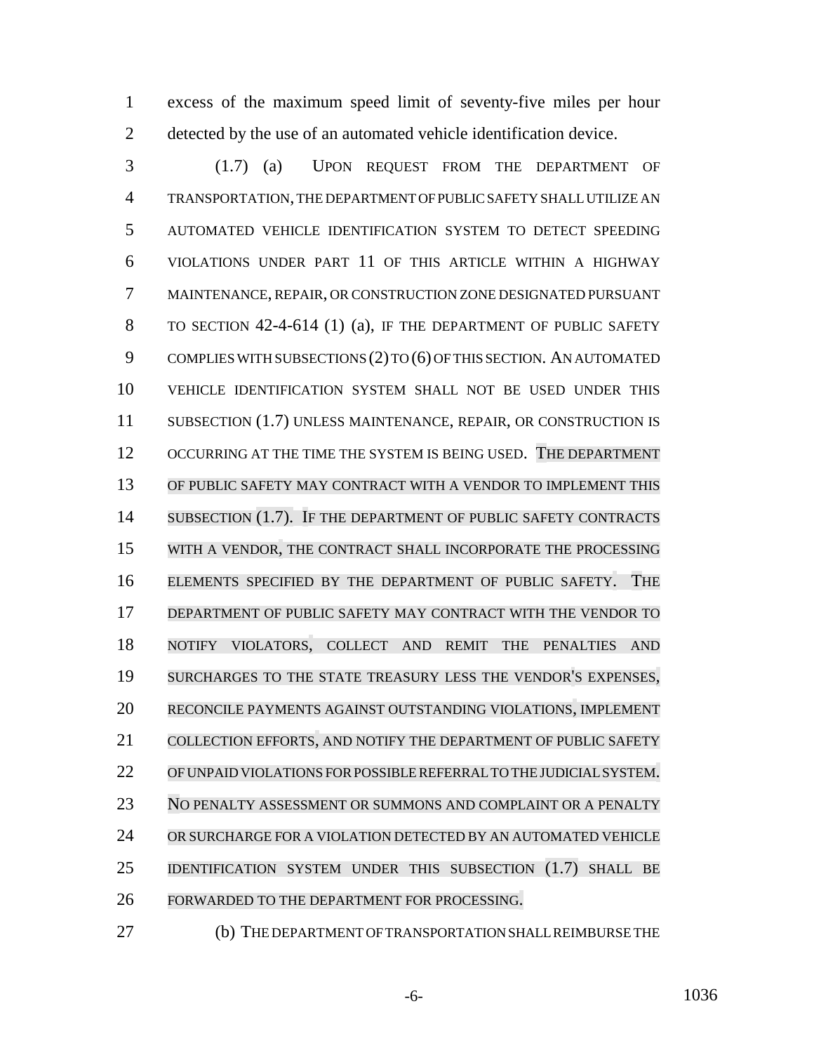excess of the maximum speed limit of seventy-five miles per hour detected by the use of an automated vehicle identification device.

(1.7) (a) UPON REQUEST FROM THE DEPARTMENT OF TRANSPORTATION, THE DEPARTMENT OF PUBLIC SAFETY SHALL UTILIZE AN AUTOMATED VEHICLE IDENTIFICATION SYSTEM TO DETECT SPEEDING VIOLATIONS UNDER PART 11 OF THIS ARTICLE WITHIN A HIGHWAY MAINTENANCE, REPAIR, OR CONSTRUCTION ZONE DESIGNATED PURSUANT TO SECTION 42-4-614 (1) (a), IF THE DEPARTMENT OF PUBLIC SAFETY COMPLIES WITH SUBSECTIONS (2) TO (6) OF THIS SECTION. AN AUTOMATED VEHICLE IDENTIFICATION SYSTEM SHALL NOT BE USED UNDER THIS SUBSECTION (1.7) UNLESS MAINTENANCE, REPAIR, OR CONSTRUCTION IS OCCURRING AT THE TIME THE SYSTEM IS BEING USED. THE DEPARTMENT OF PUBLIC SAFETY MAY CONTRACT WITH A VENDOR TO IMPLEMENT THIS SUBSECTION (1.7). IF THE DEPARTMENT OF PUBLIC SAFETY CONTRACTS WITH A VENDOR, THE CONTRACT SHALL INCORPORATE THE PROCESSING ELEMENTS SPECIFIED BY THE DEPARTMENT OF PUBLIC SAFETY. THE DEPARTMENT OF PUBLIC SAFETY MAY CONTRACT WITH THE VENDOR TO NOTIFY VIOLATORS, COLLECT AND REMIT THE PENALTIES AND SURCHARGES TO THE STATE TREASURY LESS THE VENDOR'S EXPENSES, RECONCILE PAYMENTS AGAINST OUTSTANDING VIOLATIONS, IMPLEMENT COLLECTION EFFORTS, AND NOTIFY THE DEPARTMENT OF PUBLIC SAFETY OF UNPAID VIOLATIONS FOR POSSIBLE REFERRAL TO THE JUDICIAL SYSTEM. NO PENALTY ASSESSMENT OR SUMMONS AND COMPLAINT OR A PENALTY OR SURCHARGE FOR A VIOLATION DETECTED BY AN AUTOMATED VEHICLE IDENTIFICATION SYSTEM UNDER THIS SUBSECTION (1.7) SHALL BE FORWARDED TO THE DEPARTMENT FOR PROCESSING.

(b) THE DEPARTMENT OF TRANSPORTATION SHALL REIMBURSE THE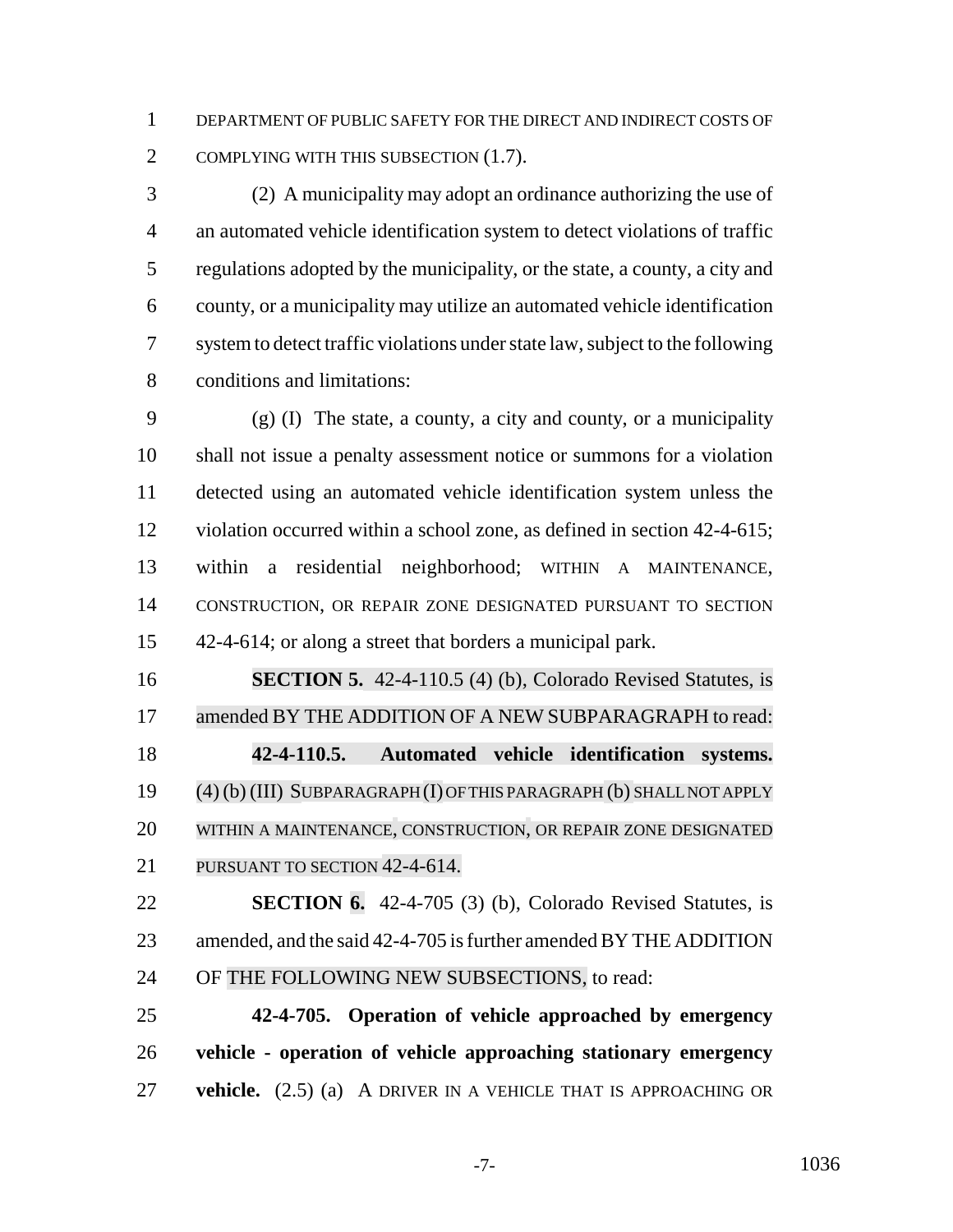DEPARTMENT OF PUBLIC SAFETY FOR THE DIRECT AND INDIRECT COSTS OF COMPLYING WITH THIS SUBSECTION (1.7).

(2) A municipality may adopt an ordinance authorizing the use of an automated vehicle identification system to detect violations of traffic regulations adopted by the municipality, or the state, a county, a city and county, or a municipality may utilize an automated vehicle identification system to detect traffic violations under state law, subject to the following conditions and limitations:

(g) (I) The state, a county, a city and county, or a municipality shall not issue a penalty assessment notice or summons for a violation detected using an automated vehicle identification system unless the violation occurred within a school zone, as defined in section 42-4-615; within a residential neighborhood; WITHIN A MAINTENANCE, CONSTRUCTION, OR REPAIR ZONE DESIGNATED PURSUANT TO SECTION 42-4-614; or along a street that borders a municipal park.

**SECTION 5.** 42-4-110.5 (4) (b), Colorado Revised Statutes, is amended BY THE ADDITION OF A NEW SUBPARAGRAPH to read:

**42-4-110.5. Automated vehicle identification systems.** (4) (b) (III) SUBPARAGRAPH (I) OF THIS PARAGRAPH (b) SHALL NOT APPLY WITHIN A MAINTENANCE, CONSTRUCTION, OR REPAIR ZONE DESIGNATED PURSUANT TO SECTION 42-4-614.

**SECTION 6.** 42-4-705 (3) (b), Colorado Revised Statutes, is amended, and the said 42-4-705 is further amended BY THE ADDITION OF THE FOLLOWING NEW SUBSECTIONS, to read:

**42-4-705. Operation of vehicle approached by emergency vehicle - operation of vehicle approaching stationary emergency vehicle.** (2.5) (a) A DRIVER IN A VEHICLE THAT IS APPROACHING OR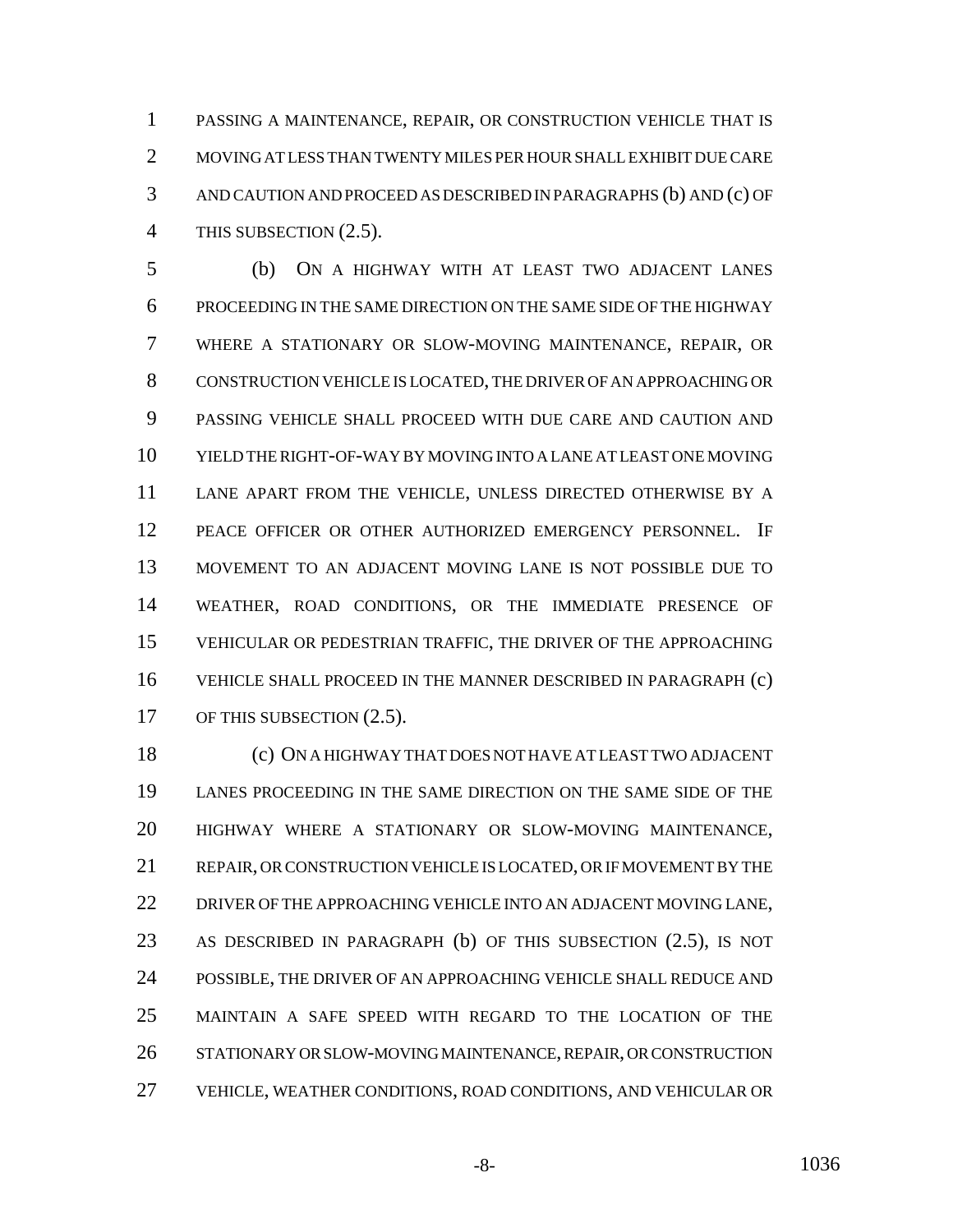PASSING A MAINTENANCE, REPAIR, OR CONSTRUCTION VEHICLE THAT IS MOVING AT LESS THAN TWENTY MILES PER HOUR SHALL EXHIBIT DUE CARE AND CAUTION AND PROCEED AS DESCRIBED IN PARAGRAPHS (b) AND (c) OF THIS SUBSECTION (2.5).

(b) ON A HIGHWAY WITH AT LEAST TWO ADJACENT LANES PROCEEDING IN THE SAME DIRECTION ON THE SAME SIDE OF THE HIGHWAY WHERE A STATIONARY OR SLOW-MOVING MAINTENANCE, REPAIR, OR CONSTRUCTION VEHICLE IS LOCATED, THE DRIVER OF AN APPROACHING OR PASSING VEHICLE SHALL PROCEED WITH DUE CARE AND CAUTION AND YIELD THE RIGHT-OF-WAY BY MOVING INTO A LANE AT LEAST ONE MOVING LANE APART FROM THE VEHICLE, UNLESS DIRECTED OTHERWISE BY A PEACE OFFICER OR OTHER AUTHORIZED EMERGENCY PERSONNEL. IF MOVEMENT TO AN ADJACENT MOVING LANE IS NOT POSSIBLE DUE TO WEATHER, ROAD CONDITIONS, OR THE IMMEDIATE PRESENCE OF VEHICULAR OR PEDESTRIAN TRAFFIC, THE DRIVER OF THE APPROACHING VEHICLE SHALL PROCEED IN THE MANNER DESCRIBED IN PARAGRAPH (c) OF THIS SUBSECTION (2.5).

(c) ON A HIGHWAY THAT DOES NOT HAVE AT LEAST TWO ADJACENT LANES PROCEEDING IN THE SAME DIRECTION ON THE SAME SIDE OF THE HIGHWAY WHERE A STATIONARY OR SLOW-MOVING MAINTENANCE, REPAIR, OR CONSTRUCTION VEHICLE IS LOCATED, OR IF MOVEMENT BY THE DRIVER OF THE APPROACHING VEHICLE INTO AN ADJACENT MOVING LANE, AS DESCRIBED IN PARAGRAPH (b) OF THIS SUBSECTION (2.5), IS NOT POSSIBLE, THE DRIVER OF AN APPROACHING VEHICLE SHALL REDUCE AND MAINTAIN A SAFE SPEED WITH REGARD TO THE LOCATION OF THE STATIONARY OR SLOW-MOVING MAINTENANCE, REPAIR, OR CONSTRUCTION VEHICLE, WEATHER CONDITIONS, ROAD CONDITIONS, AND VEHICULAR OR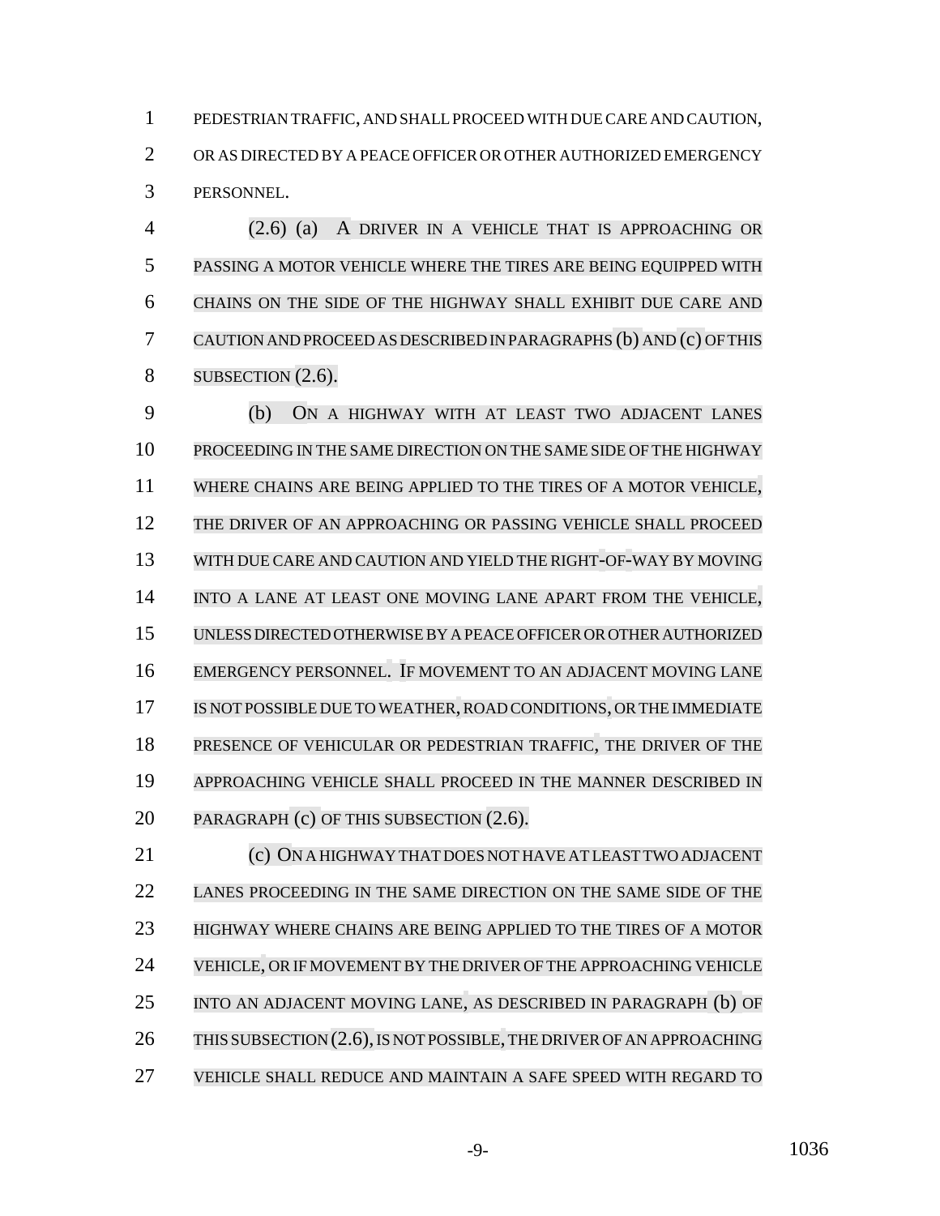PEDESTRIAN TRAFFIC, AND SHALL PROCEED WITH DUE CARE AND CAUTION, OR AS DIRECTED BY A PEACE OFFICER OR OTHER AUTHORIZED EMERGENCY PERSONNEL.

(2.6) (a) A DRIVER IN A VEHICLE THAT IS APPROACHING OR PASSING A MOTOR VEHICLE WHERE THE TIRES ARE BEING EQUIPPED WITH CHAINS ON THE SIDE OF THE HIGHWAY SHALL EXHIBIT DUE CARE AND CAUTION AND PROCEED AS DESCRIBED IN PARAGRAPHS (b) AND (c) OF THIS SUBSECTION (2.6).

(b) ON A HIGHWAY WITH AT LEAST TWO ADJACENT LANES PROCEEDING IN THE SAME DIRECTION ON THE SAME SIDE OF THE HIGHWAY WHERE CHAINS ARE BEING APPLIED TO THE TIRES OF A MOTOR VEHICLE, THE DRIVER OF AN APPROACHING OR PASSING VEHICLE SHALL PROCEED WITH DUE CARE AND CAUTION AND YIELD THE RIGHT-OF-WAY BY MOVING INTO A LANE AT LEAST ONE MOVING LANE APART FROM THE VEHICLE, UNLESS DIRECTED OTHERWISE BY A PEACE OFFICER OR OTHER AUTHORIZED EMERGENCY PERSONNEL. IF MOVEMENT TO AN ADJACENT MOVING LANE IS NOT POSSIBLE DUE TO WEATHER, ROAD CONDITIONS, OR THE IMMEDIATE PRESENCE OF VEHICULAR OR PEDESTRIAN TRAFFIC, THE DRIVER OF THE APPROACHING VEHICLE SHALL PROCEED IN THE MANNER DESCRIBED IN PARAGRAPH (c) OF THIS SUBSECTION (2.6).

(c) ON A HIGHWAY THAT DOES NOT HAVE AT LEAST TWO ADJACENT LANES PROCEEDING IN THE SAME DIRECTION ON THE SAME SIDE OF THE HIGHWAY WHERE CHAINS ARE BEING APPLIED TO THE TIRES OF A MOTOR VEHICLE, OR IF MOVEMENT BY THE DRIVER OF THE APPROACHING VEHICLE INTO AN ADJACENT MOVING LANE, AS DESCRIBED IN PARAGRAPH (b) OF THIS SUBSECTION (2.6), IS NOT POSSIBLE, THE DRIVER OF AN APPROACHING VEHICLE SHALL REDUCE AND MAINTAIN A SAFE SPEED WITH REGARD TO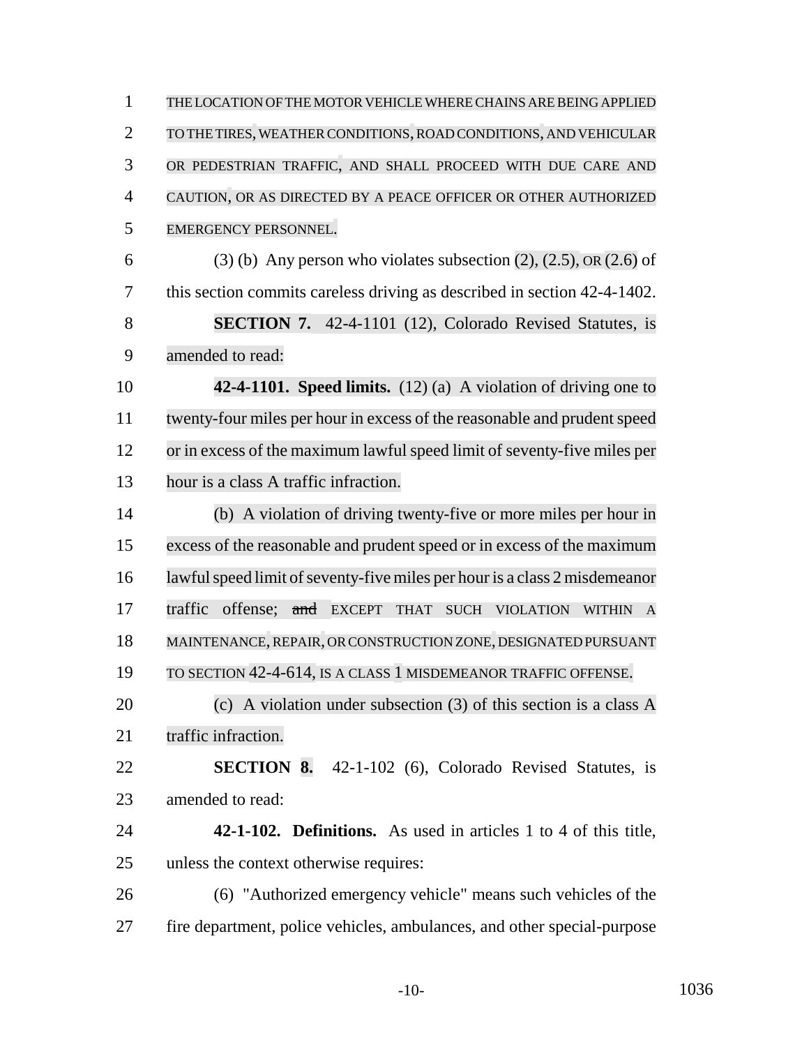THE LOCATION OF THE MOTOR VEHICLE WHERE CHAINS ARE BEING APPLIED TO THE TIRES, WEATHER CONDITIONS, ROAD CONDITIONS, AND VEHICULAR OR PEDESTRIAN TRAFFIC, AND SHALL PROCEED WITH DUE CARE AND CAUTION, OR AS DIRECTED BY A PEACE OFFICER OR OTHER AUTHORIZED EMERGENCY PERSONNEL.

(3) (b) Any person who violates subsection (2), (2.5), OR (2.6) of this section commits careless driving as described in section 42-4-1402.

**SECTION 7.** 42-4-1101 (12), Colorado Revised Statutes, is amended to read:

**42-4-1101. Speed limits.** (12) (a) A violation of driving one to twenty-four miles per hour in excess of the reasonable and prudent speed or in excess of the maximum lawful speed limit of seventy-five miles per hour is a class A traffic infraction.

(b) A violation of driving twenty-five or more miles per hour in excess of the reasonable and prudent speed or in excess of the maximum lawful speed limit of seventy-five miles per hour is a class 2 misdemeanor traffic offense; ~~and~~ EXCEPT THAT SUCH VIOLATION WITHIN A MAINTENANCE, REPAIR, OR CONSTRUCTION ZONE, DESIGNATED PURSUANT TO SECTION 42-4-614, IS A CLASS 1 MISDEMEANOR TRAFFIC OFFENSE.

(c) A violation under subsection (3) of this section is a class A traffic infraction.

**SECTION 8.** 42-1-102 (6), Colorado Revised Statutes, is amended to read:

**42-1-102. Definitions.** As used in articles 1 to 4 of this title, unless the context otherwise requires:

(6) "Authorized emergency vehicle" means such vehicles of the fire department, police vehicles, ambulances, and other special-purpose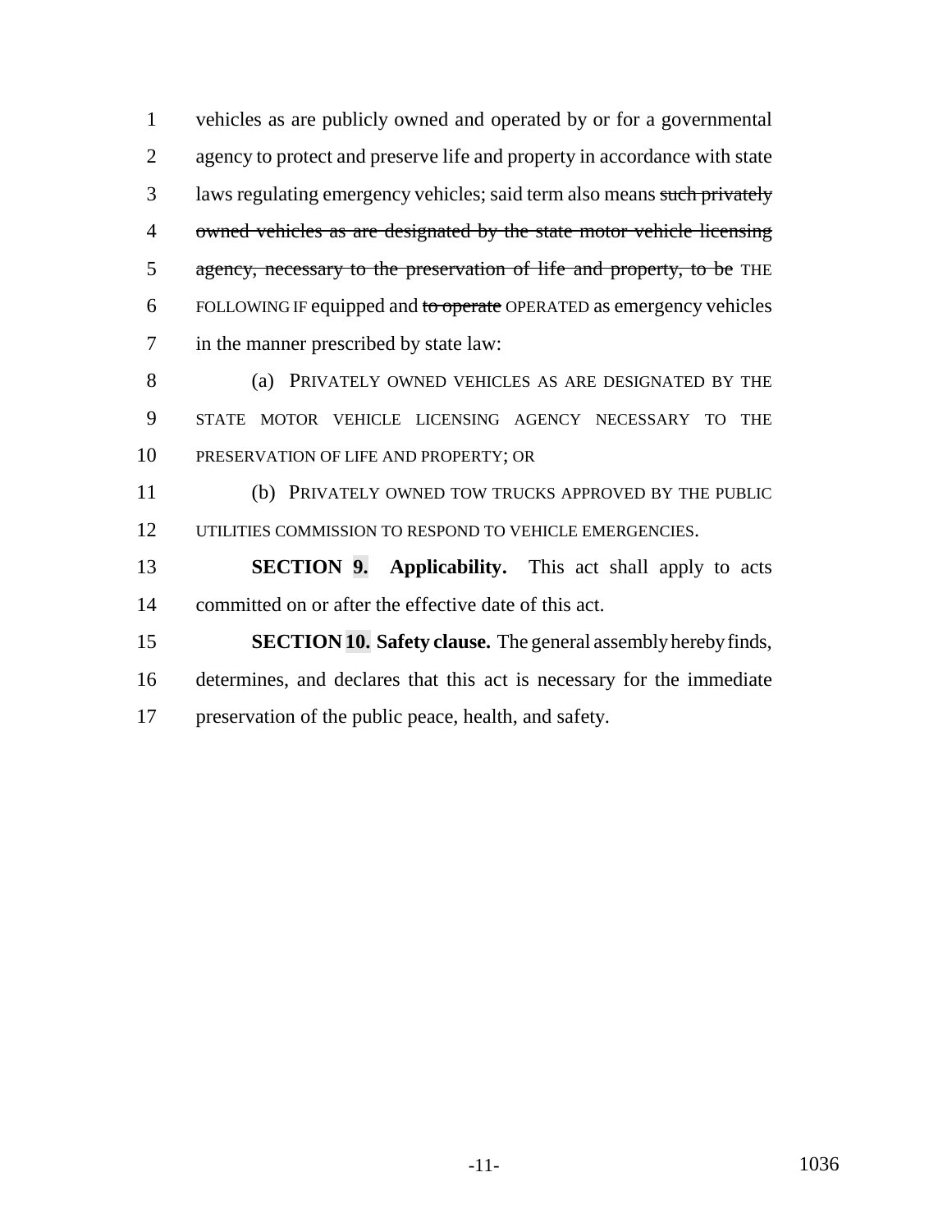vehicles as are publicly owned and operated by or for a governmental agency to protect and preserve life and property in accordance with state laws regulating emergency vehicles; said term also means ~~such privately owned vehicles as are designated by the state motor vehicle licensing agency, necessary to the preservation of life and property, to be~~ THE FOLLOWING IF equipped and ~~to operate~~ OPERATED as emergency vehicles in the manner prescribed by state law:

(a) PRIVATELY OWNED VEHICLES AS ARE DESIGNATED BY THE STATE MOTOR VEHICLE LICENSING AGENCY NECESSARY TO THE PRESERVATION OF LIFE AND PROPERTY; OR

(b) PRIVATELY OWNED TOW TRUCKS APPROVED BY THE PUBLIC UTILITIES COMMISSION TO RESPOND TO VEHICLE EMERGENCIES.

**SECTION 9. Applicability.** This act shall apply to acts committed on or after the effective date of this act.

**SECTION 10. Safety clause.** The general assembly hereby finds, determines, and declares that this act is necessary for the immediate preservation of the public peace, health, and safety.